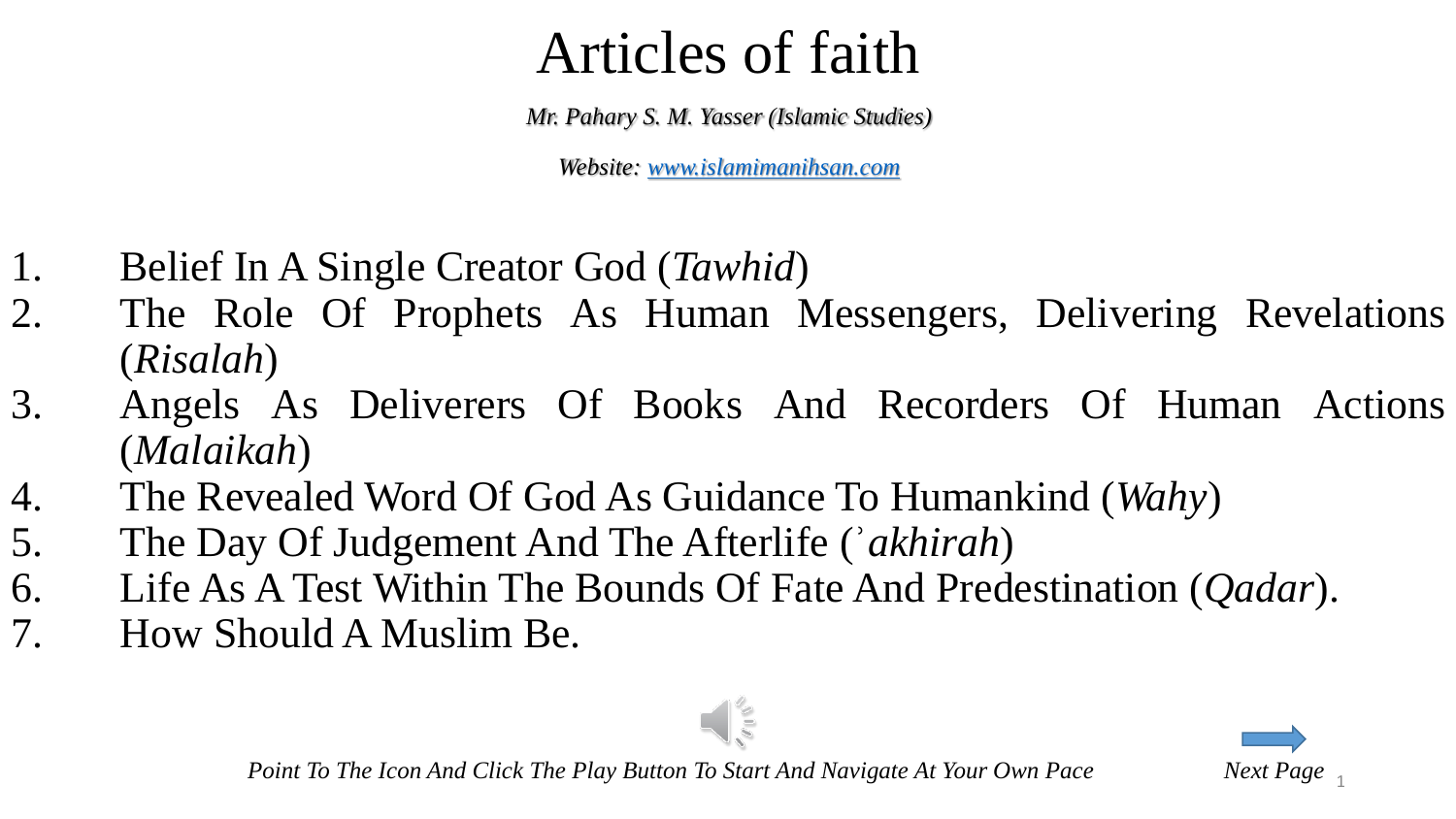# Articles of faith

*Mr. Pahary S. M. Yasser (Islamic Studies)*

*Website: [www.islamimanihsan.com](http://www.islamimanihsan.com)*

1. Belief In A Single Creator God (*Tawhid*)
2. The Role Of Prophets As Human Messengers, Delivering Revelations (*Risalah*)
3. Angels As Deliverers Of Books And Recorders Of Human Actions (*Malaikah*)
4. The Revealed Word Of God As Guidance To Humankind (*Wahy*)
5. The Day Of Judgement And The Afterlife (*ʾakhirah*)
6. Life As A Test Within The Bounds Of Fate And Predestination (*Qadar*).
7. How Should A Muslim Be.

*Point To The Icon And Click The Play Button To Start And Navigate At Your Own Pace*

*Next Page*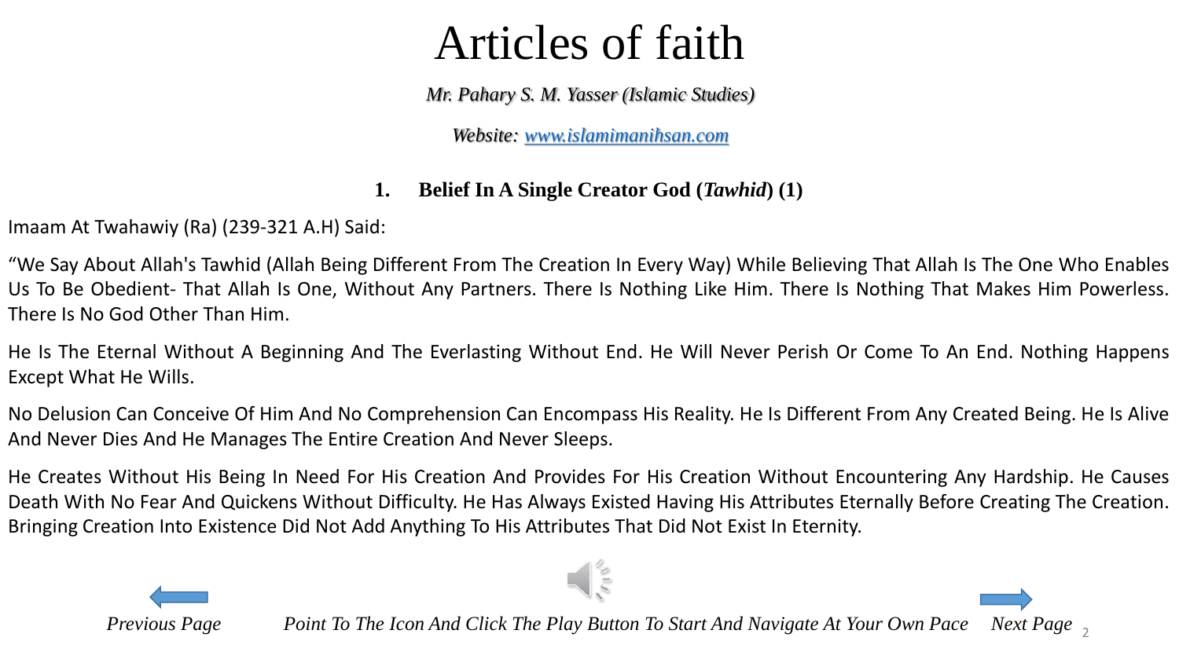# Articles of faith

*Mr. Pahary S. M. Yasser (Islamic Studies)*

*Website: [www.islamimanihsan.com](www.islamimanihsan.com)*

### 1. Belief In A Single Creator God (*Tawhid*) (1)

Imaam At Twahawiy (Ra) (239-321 A.H) Said:

"We Say About Allah's Tawhid (Allah Being Different From The Creation In Every Way) While Believing That Allah Is The One Who Enables Us To Be Obedient- That Allah Is One, Without Any Partners. There Is Nothing Like Him. There Is Nothing That Makes Him Powerless. There Is No God Other Than Him.

He Is The Eternal Without A Beginning And The Everlasting Without End. He Will Never Perish Or Come To An End. Nothing Happens Except What He Wills.

No Delusion Can Conceive Of Him And No Comprehension Can Encompass His Reality. He Is Different From Any Created Being. He Is Alive And Never Dies And He Manages The Entire Creation And Never Sleeps.

He Creates Without His Being In Need For His Creation And Provides For His Creation Without Encountering Any Hardship. He Causes Death With No Fear And Quickens Without Difficulty. He Has Always Existed Having His Attributes Eternally Before Creating The Creation. Bringing Creation Into Existence Did Not Add Anything To His Attributes That Did Not Exist In Eternity.

*Previous Page* *Point To The Icon And Click The Play Button To Start And Navigate At Your Own Pace* *Next Page*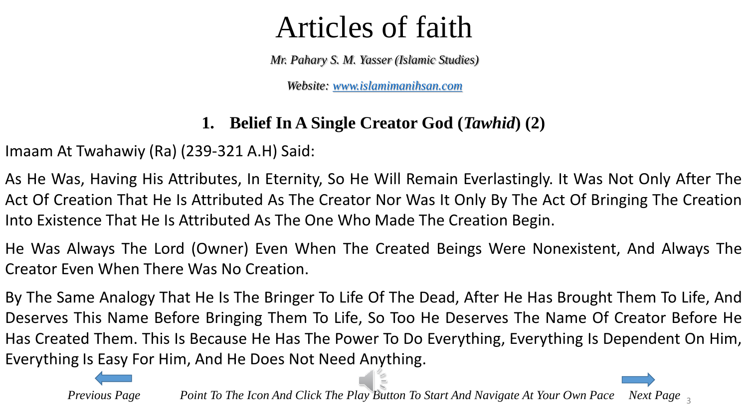# Articles of faith

*Mr. Pahary S. M. Yasser (Islamic Studies)*

*Website: [www.islamimanihsan.com](http://www.islamimanihsan.com)*

## 1. Belief In A Single Creator God (*Tawhid*) (2)

Imaam At Twahawiy (Ra) (239-321 A.H) Said:

As He Was, Having His Attributes, In Eternity, So He Will Remain Everlastingly. It Was Not Only After The Act Of Creation That He Is Attributed As The Creator Nor Was It Only By The Act Of Bringing The Creation Into Existence That He Is Attributed As The One Who Made The Creation Begin.

He Was Always The Lord (Owner) Even When The Created Beings Were Nonexistent, And Always The Creator Even When There Was No Creation.

By The Same Analogy That He Is The Bringer To Life Of The Dead, After He Has Brought Them To Life, And Deserves This Name Before Bringing Them To Life, So Too He Deserves The Name Of Creator Before He Has Created Them. This Is Because He Has The Power To Do Everything, Everything Is Dependent On Him, Everything Is Easy For Him, And He Does Not Need Anything.

*Previous Page* *Point To The Icon And Click The Play Button To Start And Navigate At Your Own Pace* *Next Page*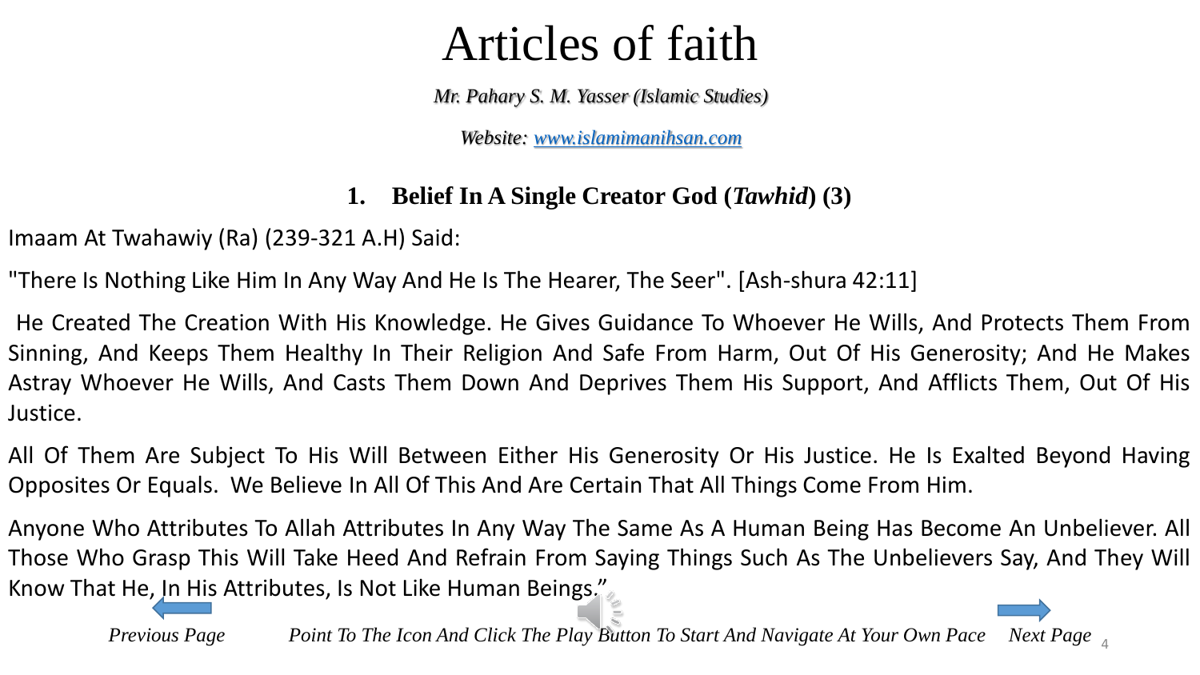# Articles of faith

*Mr. Pahary S. M. Yasser (Islamic Studies)*

*Website: [www.islamimanihsan.com](http://www.islamimanihsan.com)*

## 1. Belief In A Single Creator God (*Tawhid*) (3)

Imaam At Twahawiy (Ra) (239-321 A.H) Said:

"There Is Nothing Like Him In Any Way And He Is The Hearer, The Seer". [Ash-shura 42:11]

He Created The Creation With His Knowledge. He Gives Guidance To Whoever He Wills, And Protects Them From Sinning, And Keeps Them Healthy In Their Religion And Safe From Harm, Out Of His Generosity; And He Makes Astray Whoever He Wills, And Casts Them Down And Deprives Them His Support, And Afflicts Them, Out Of His Justice.

All Of Them Are Subject To His Will Between Either His Generosity Or His Justice. He Is Exalted Beyond Having Opposites Or Equals. We Believe In All Of This And Are Certain That All Things Come From Him.

Anyone Who Attributes To Allah Attributes In Any Way The Same As A Human Being Has Become An Unbeliever. All Those Who Grasp This Will Take Heed And Refrain From Saying Things Such As The Unbelievers Say, And They Will Know That He, In His Attributes, Is Not Like Human Beings."

*Previous Page* *Point To The Icon And Click The Play Button To Start And Navigate At Your Own Pace* *Next Page*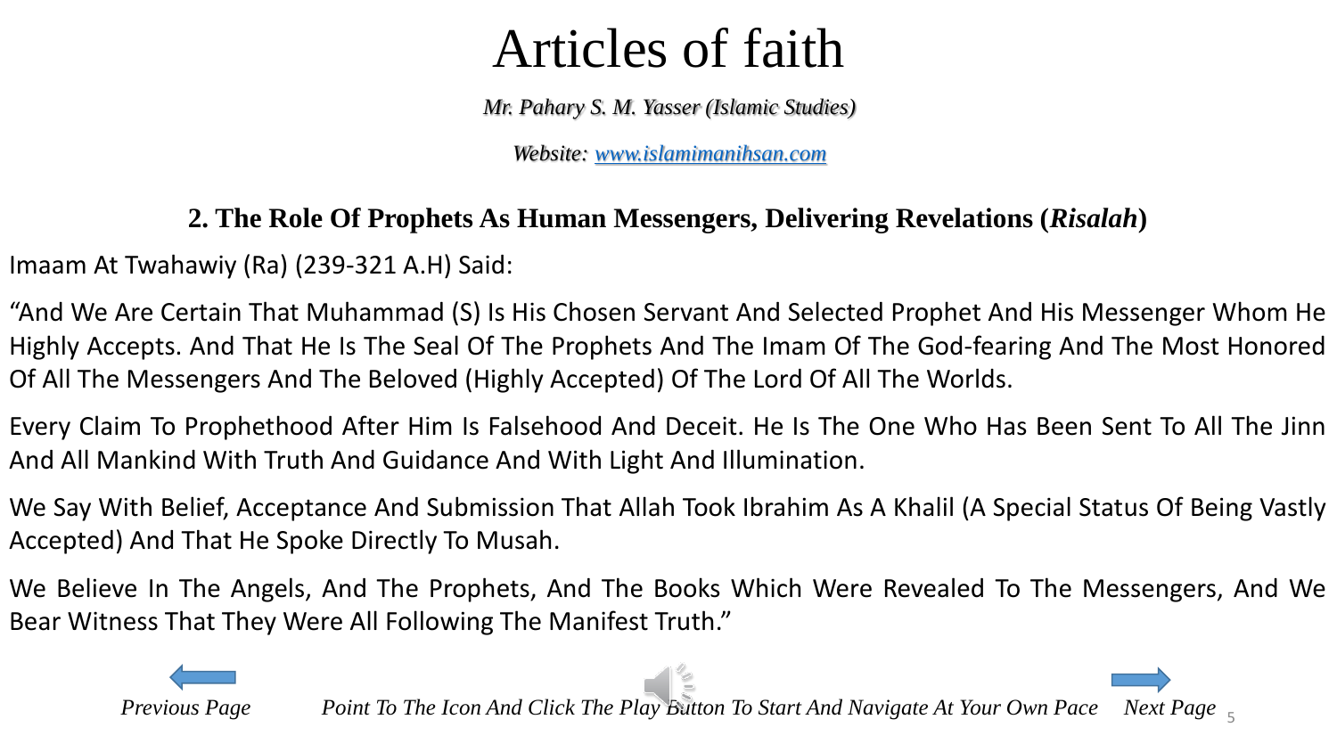# Articles of faith

*Mr. Pahary S. M. Yasser (Islamic Studies)*

*Website: [www.islamimanihsan.com](http://www.islamimanihsan.com)*

## 2. The Role Of Prophets As Human Messengers, Delivering Revelations (*Risalah*)

Imaam At Twahawiy (Ra) (239-321 A.H) Said:

"And We Are Certain That Muhammad (S) Is His Chosen Servant And Selected Prophet And His Messenger Whom He Highly Accepts. And That He Is The Seal Of The Prophets And The Imam Of The God-fearing And The Most Honored Of All The Messengers And The Beloved (Highly Accepted) Of The Lord Of All The Worlds.

Every Claim To Prophethood After Him Is Falsehood And Deceit. He Is The One Who Has Been Sent To All The Jinn And All Mankind With Truth And Guidance And With Light And Illumination.

We Say With Belief, Acceptance And Submission That Allah Took Ibrahim As A Khalil (A Special Status Of Being Vastly Accepted) And That He Spoke Directly To Musah.

We Believe In The Angels, And The Prophets, And The Books Which Were Revealed To The Messengers, And We Bear Witness That They Were All Following The Manifest Truth."

*Previous Page* *Point To The Icon And Click The Play Button To Start And Navigate At Your Own Pace* *Next Page*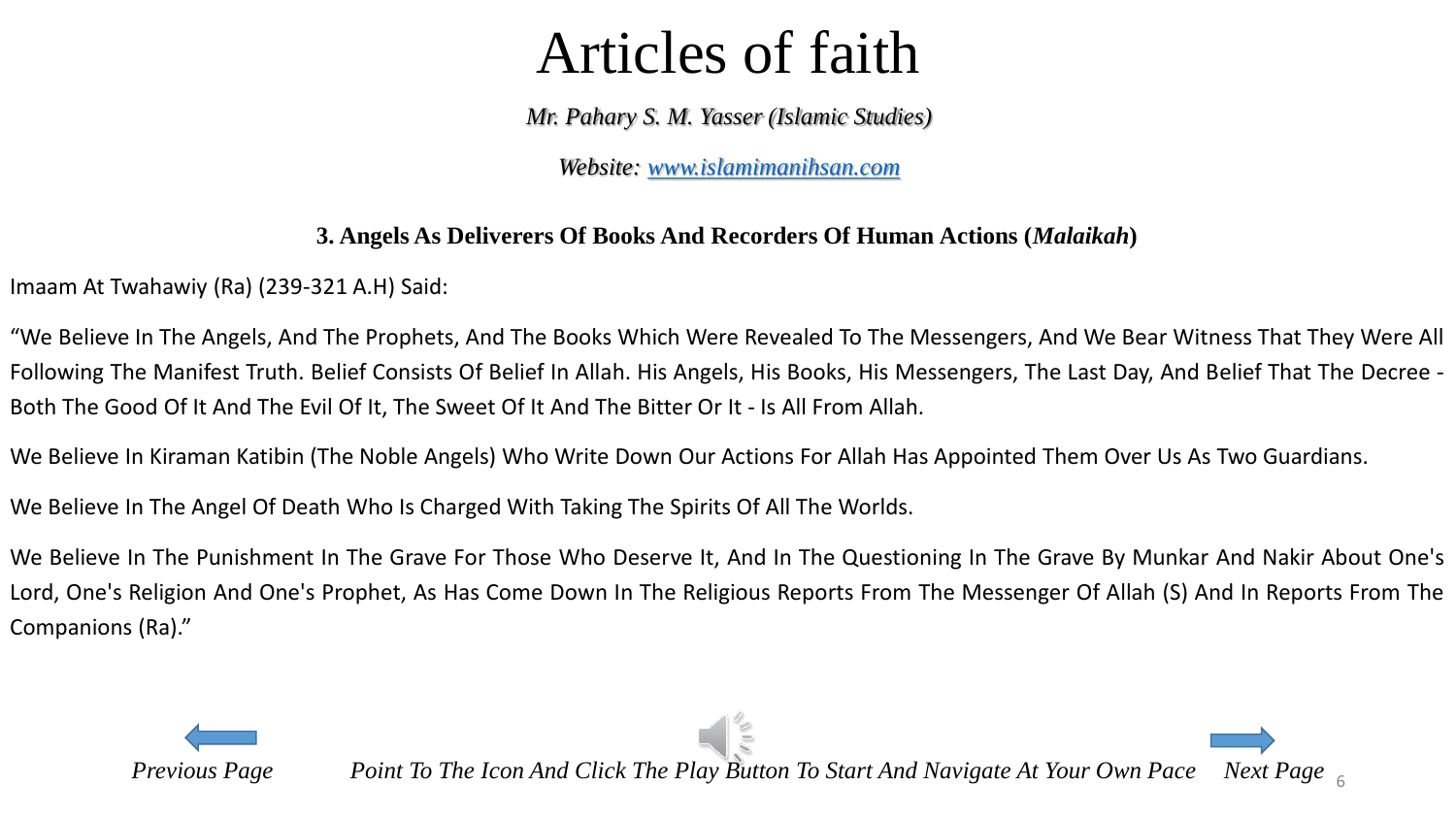# Articles of faith

*Mr. Pahary S. M. Yasser (Islamic Studies)*

*Website: [www.islamimanihsan.com](http://www.islamimanihsan.com)*

### 3. Angels As Deliverers Of Books And Recorders Of Human Actions (*Malaikah*)

Imaam At Twahawiy (Ra) (239-321 A.H) Said:

"We Believe In The Angels, And The Prophets, And The Books Which Were Revealed To The Messengers, And We Bear Witness That They Were All Following The Manifest Truth. Belief Consists Of Belief In Allah. His Angels, His Books, His Messengers, The Last Day, And Belief That The Decree - Both The Good Of It And The Evil Of It, The Sweet Of It And The Bitter Or It - Is All From Allah.

We Believe In Kiraman Katibin (The Noble Angels) Who Write Down Our Actions For Allah Has Appointed Them Over Us As Two Guardians.

We Believe In The Angel Of Death Who Is Charged With Taking The Spirits Of All The Worlds.

We Believe In The Punishment In The Grave For Those Who Deserve It, And In The Questioning In The Grave By Munkar And Nakir About One's Lord, One's Religion And One's Prophet, As Has Come Down In The Religious Reports From The Messenger Of Allah (S) And In Reports From The Companions (Ra)."

*Previous Page* *Point To The Icon And Click The Play Button To Start And Navigate At Your Own Pace* *Next Page*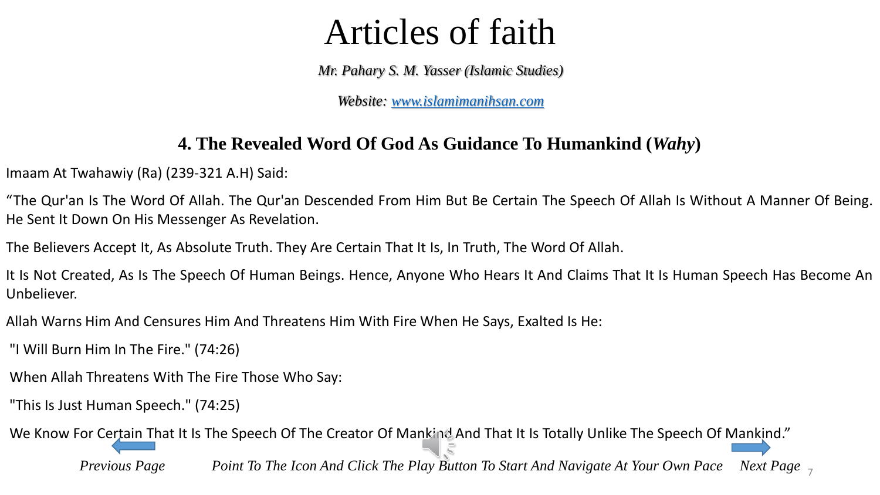# Articles of faith

*Mr. Pahary S. M. Yasser (Islamic Studies)*

*Website: [www.islamimanihsan.com](http://www.islamimanihsan.com)*

## 4. The Revealed Word Of God As Guidance To Humankind (*Wahy*)

Imaam At Twahawiy (Ra) (239-321 A.H) Said:

"The Qur'an Is The Word Of Allah. The Qur'an Descended From Him But Be Certain The Speech Of Allah Is Without A Manner Of Being. He Sent It Down On His Messenger As Revelation.

The Believers Accept It, As Absolute Truth. They Are Certain That It Is, In Truth, The Word Of Allah.

It Is Not Created, As Is The Speech Of Human Beings. Hence, Anyone Who Hears It And Claims That It Is Human Speech Has Become An Unbeliever.

Allah Warns Him And Censures Him And Threatens Him With Fire When He Says, Exalted Is He:

"I Will Burn Him In The Fire." (74:26)

When Allah Threatens With The Fire Those Who Say:

"This Is Just Human Speech." (74:25)

We Know For Certain That It Is The Speech Of The Creator Of Mankind And That It Is Totally Unlike The Speech Of Mankind."

*Previous Page* *Point To The Icon And Click The Play Button To Start And Navigate At Your Own Pace* *Next Page*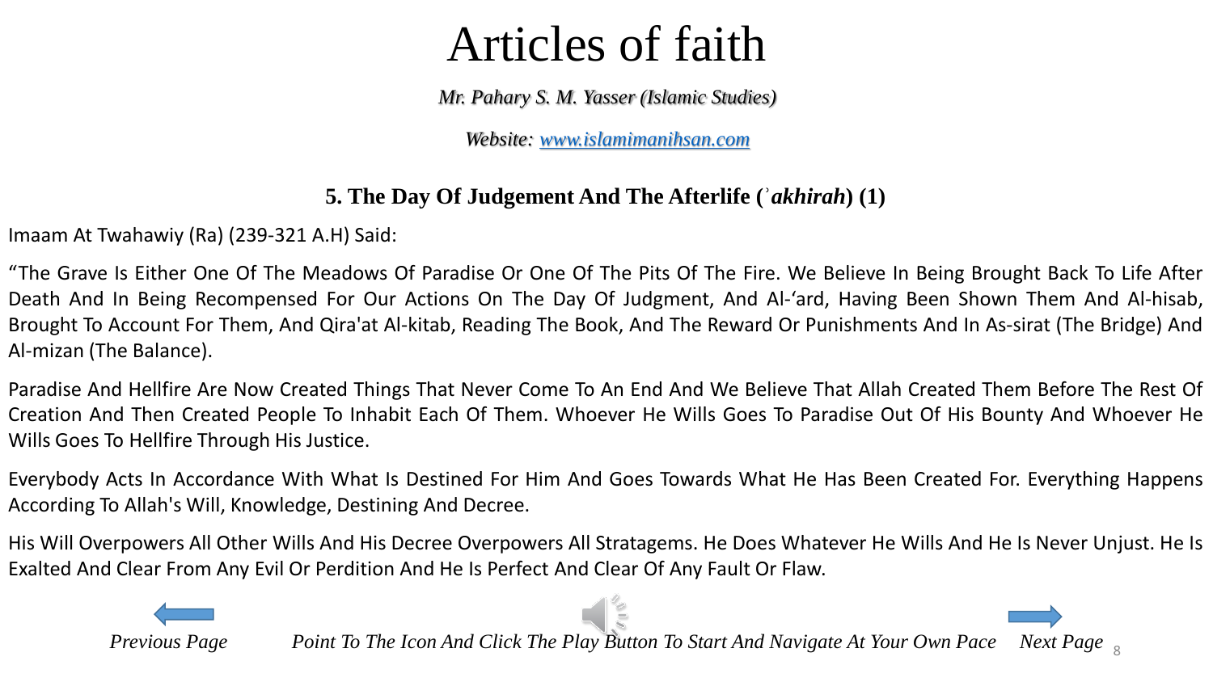# Articles of faith

*Mr. Pahary S. M. Yasser (Islamic Studies)*

*Website: www.islamimanihsan.com*

### 5. The Day Of Judgement And The Afterlife (ʾ*akhirah*) (1)

Imaam At Twahawiy (Ra) (239-321 A.H) Said:

“The Grave Is Either One Of The Meadows Of Paradise Or One Of The Pits Of The Fire. We Believe In Being Brought Back To Life After Death And In Being Recompensed For Our Actions On The Day Of Judgment, And Al-‘ard, Having Been Shown Them And Al-hisab, Brought To Account For Them, And Qira'at Al-kitab, Reading The Book, And The Reward Or Punishments And In As-sirat (The Bridge) And Al-mizan (The Balance).

Paradise And Hellfire Are Now Created Things That Never Come To An End And We Believe That Allah Created Them Before The Rest Of Creation And Then Created People To Inhabit Each Of Them. Whoever He Wills Goes To Paradise Out Of His Bounty And Whoever He Wills Goes To Hellfire Through His Justice.

Everybody Acts In Accordance With What Is Destined For Him And Goes Towards What He Has Been Created For. Everything Happens According To Allah's Will, Knowledge, Destining And Decree.

His Will Overpowers All Other Wills And His Decree Overpowers All Stratagems. He Does Whatever He Wills And He Is Never Unjust. He Is Exalted And Clear From Any Evil Or Perdition And He Is Perfect And Clear Of Any Fault Or Flaw.

*Previous Page* *Point To The Icon And Click The Play Button To Start And Navigate At Your Own Pace* *Next Page*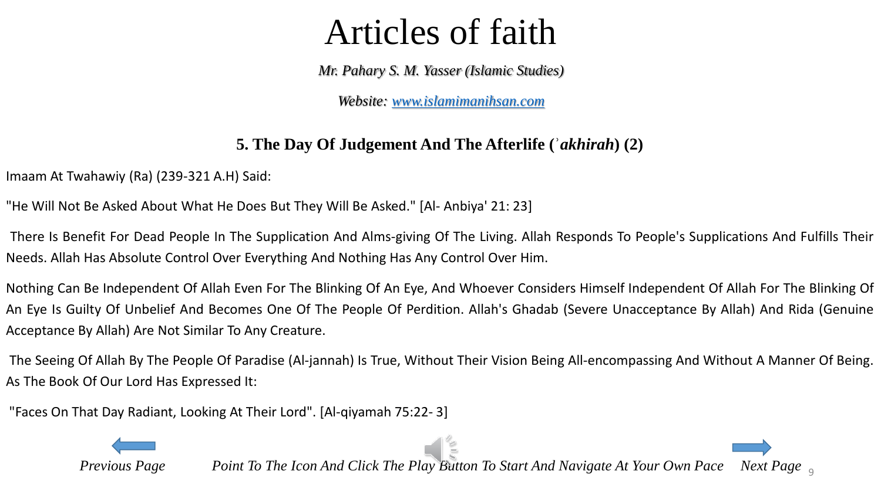# Articles of faith

*Mr. Pahary S. M. Yasser (Islamic Studies)*

*Website: [www.islamimanihsan.com](http://www.islamimanihsan.com)*

### 5. The Day Of Judgement And The Afterlife (ʾ*akhirah*) (2)

Imaam At Twahawiy (Ra) (239-321 A.H) Said:

"He Will Not Be Asked About What He Does But They Will Be Asked." [Al- Anbiya' 21: 23]

There Is Benefit For Dead People In The Supplication And Alms-giving Of The Living. Allah Responds To People's Supplications And Fulfills Their Needs. Allah Has Absolute Control Over Everything And Nothing Has Any Control Over Him.

Nothing Can Be Independent Of Allah Even For The Blinking Of An Eye, And Whoever Considers Himself Independent Of Allah For The Blinking Of An Eye Is Guilty Of Unbelief And Becomes One Of The People Of Perdition. Allah's Ghadab (Severe Unacceptance By Allah) And Rida (Genuine Acceptance By Allah) Are Not Similar To Any Creature.

The Seeing Of Allah By The People Of Paradise (Al-jannah) Is True, Without Their Vision Being All-encompassing And Without A Manner Of Being. As The Book Of Our Lord Has Expressed It:

"Faces On That Day Radiant, Looking At Their Lord". [Al-qiyamah 75:22- 3]

*Previous Page* *Point To The Icon And Click The Play Button To Start And Navigate At Your Own Pace* *Next Page*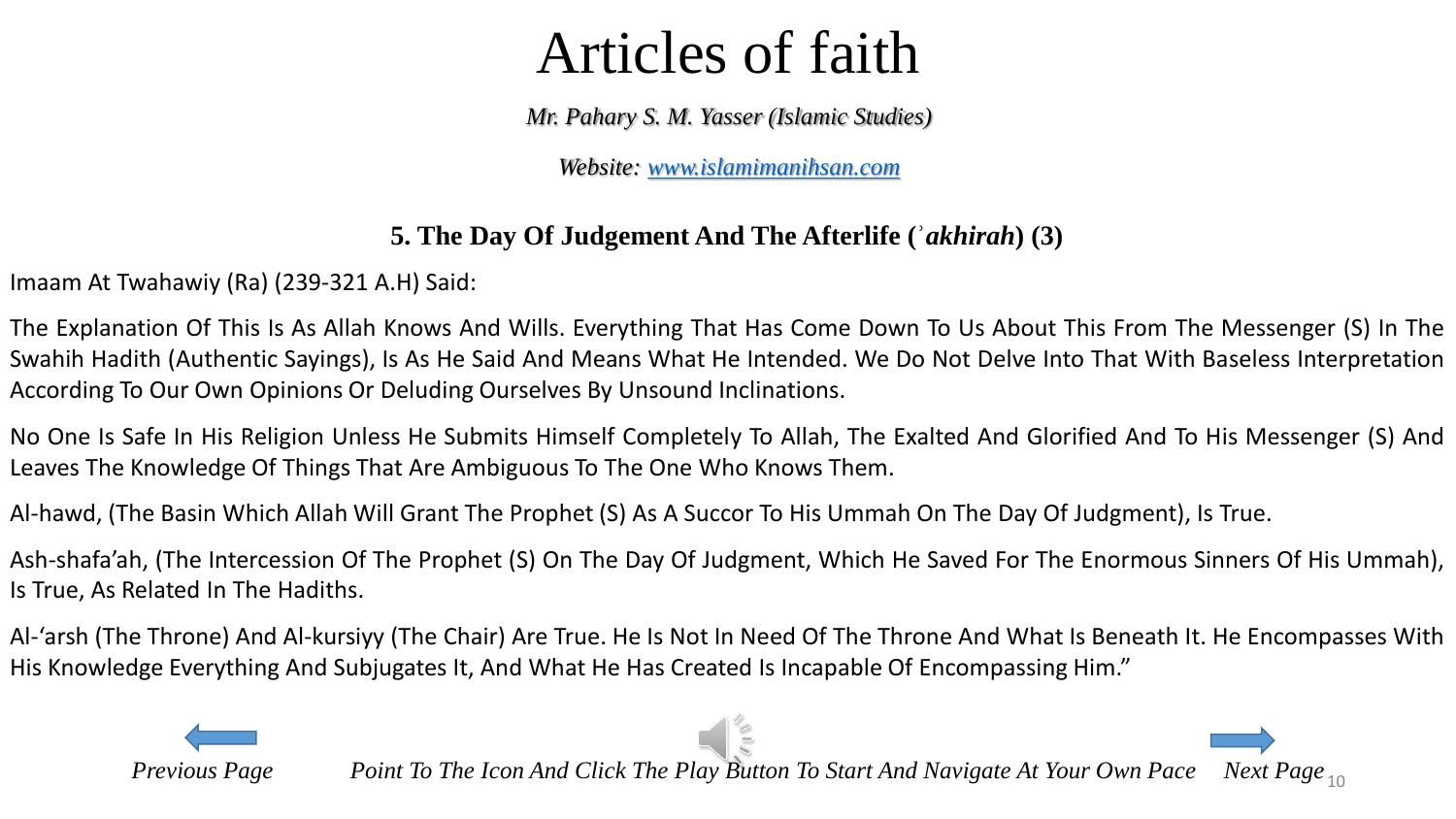# Articles of faith

*Mr. Pahary S. M. Yasser (Islamic Studies)*

*Website: [www.islamimanihsan.com](http://www.islamimanihsan.com)*

### 5. The Day Of Judgement And The Afterlife (ʾ*akhirah*) (3)

Imaam At Twahawiy (Ra) (239-321 A.H) Said:

The Explanation Of This Is As Allah Knows And Wills. Everything That Has Come Down To Us About This From The Messenger (S) In The Swahih Hadith (Authentic Sayings), Is As He Said And Means What He Intended. We Do Not Delve Into That With Baseless Interpretation According To Our Own Opinions Or Deluding Ourselves By Unsound Inclinations.

No One Is Safe In His Religion Unless He Submits Himself Completely To Allah, The Exalted And Glorified And To His Messenger (S) And Leaves The Knowledge Of Things That Are Ambiguous To The One Who Knows Them.

Al-hawd, (The Basin Which Allah Will Grant The Prophet (S) As A Succor To His Ummah On The Day Of Judgment), Is True.

Ash-shafa'ah, (The Intercession Of The Prophet (S) On The Day Of Judgment, Which He Saved For The Enormous Sinners Of His Ummah), Is True, As Related In The Hadiths.

Al-'arsh (The Throne) And Al-kursiyy (The Chair) Are True. He Is Not In Need Of The Throne And What Is Beneath It. He Encompasses With His Knowledge Everything And Subjugates It, And What He Has Created Is Incapable Of Encompassing Him."

*Previous Page* *Point To The Icon And Click The Play Button To Start And Navigate At Your Own Pace* *Next Page*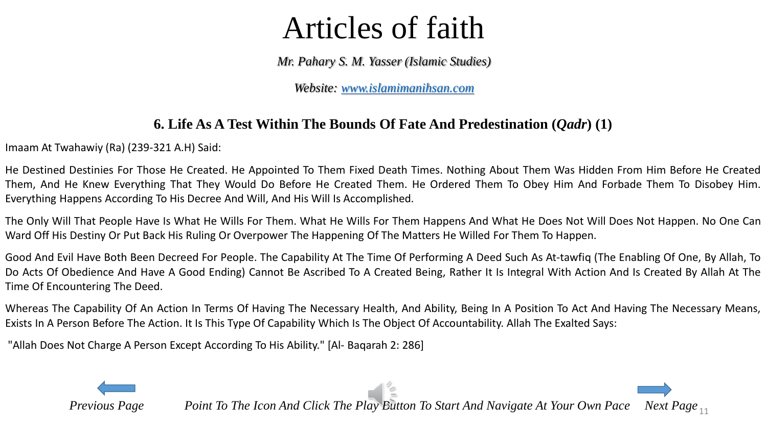# Articles of faith

*Mr. Pahary S. M. Yasser (Islamic Studies)*

*Website: [www.islamimanihsan.com](www.islamimanihsan.com)*

## 6. Life As A Test Within The Bounds Of Fate And Predestination (*Qadr*) (1)

Imaam At Twahawiy (Ra) (239-321 A.H) Said:

He Destined Destinies For Those He Created. He Appointed To Them Fixed Death Times. Nothing About Them Was Hidden From Him Before He Created Them, And He Knew Everything That They Would Do Before He Created Them. He Ordered Them To Obey Him And Forbade Them To Disobey Him. Everything Happens According To His Decree And Will, And His Will Is Accomplished.

The Only Will That People Have Is What He Wills For Them. What He Wills For Them Happens And What He Does Not Will Does Not Happen. No One Can Ward Off His Destiny Or Put Back His Ruling Or Overpower The Happening Of The Matters He Willed For Them To Happen.

Good And Evil Have Both Been Decreed For People. The Capability At The Time Of Performing A Deed Such As At-tawfiq (The Enabling Of One, By Allah, To Do Acts Of Obedience And Have A Good Ending) Cannot Be Ascribed To A Created Being, Rather It Is Integral With Action And Is Created By Allah At The Time Of Encountering The Deed.

Whereas The Capability Of An Action In Terms Of Having The Necessary Health, And Ability, Being In A Position To Act And Having The Necessary Means, Exists In A Person Before The Action. It Is This Type Of Capability Which Is The Object Of Accountability. Allah The Exalted Says:

"Allah Does Not Charge A Person Except According To His Ability." [Al- Baqarah 2: 286]

*Previous Page* *Point To The Icon And Click The Play Button To Start And Navigate At Your Own Pace* *Next Page*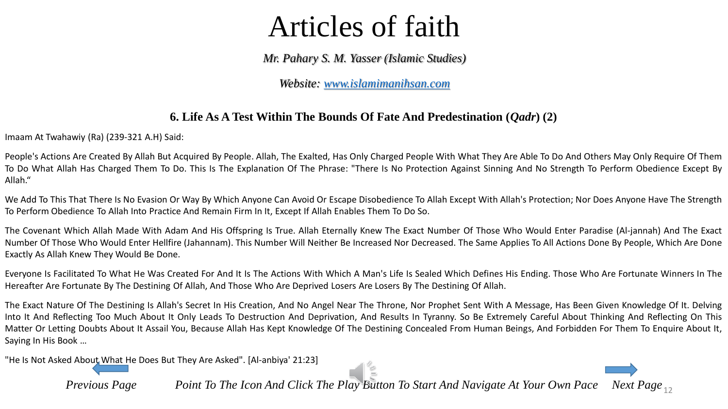# Articles of faith

*Mr. Pahary S. M. Yasser (Islamic Studies)*

*Website: [www.islamimanihsan.com](www.islamimanihsan.com)*

### 6. Life As A Test Within The Bounds Of Fate And Predestination (*Qadr*) (2)

Imaam At Twahawiy (Ra) (239-321 A.H) Said:

People's Actions Are Created By Allah But Acquired By People. Allah, The Exalted, Has Only Charged People With What They Are Able To Do And Others May Only Require Of Them To Do What Allah Has Charged Them To Do. This Is The Explanation Of The Phrase: "There Is No Protection Against Sinning And No Strength To Perform Obedience Except By Allah."

We Add To This That There Is No Evasion Or Way By Which Anyone Can Avoid Or Escape Disobedience To Allah Except With Allah's Protection; Nor Does Anyone Have The Strength To Perform Obedience To Allah Into Practice And Remain Firm In It, Except If Allah Enables Them To Do So.

The Covenant Which Allah Made With Adam And His Offspring Is True. Allah Eternally Knew The Exact Number Of Those Who Would Enter Paradise (Al-jannah) And The Exact Number Of Those Who Would Enter Hellfire (Jahannam). This Number Will Neither Be Increased Nor Decreased. The Same Applies To All Actions Done By People, Which Are Done Exactly As Allah Knew They Would Be Done.

Everyone Is Facilitated To What He Was Created For And It Is The Actions With Which A Man's Life Is Sealed Which Defines His Ending. Those Who Are Fortunate Winners In The Hereafter Are Fortunate By The Destining Of Allah, And Those Who Are Deprived Losers Are Losers By The Destining Of Allah.

The Exact Nature Of The Destining Is Allah's Secret In His Creation, And No Angel Near The Throne, Nor Prophet Sent With A Message, Has Been Given Knowledge Of It. Delving Into It And Reflecting Too Much About It Only Leads To Destruction And Deprivation, And Results In Tyranny. So Be Extremely Careful About Thinking And Reflecting On This Matter Or Letting Doubts About It Assail You, Because Allah Has Kept Knowledge Of The Destining Concealed From Human Beings, And Forbidden For Them To Enquire About It, Saying In His Book …

"He Is Not Asked About What He Does But They Are Asked". [Al-anbiya' 21:23]

*Previous Page* *Point To The Icon And Click The Play Button To Start And Navigate At Your Own Pace* *Next Page*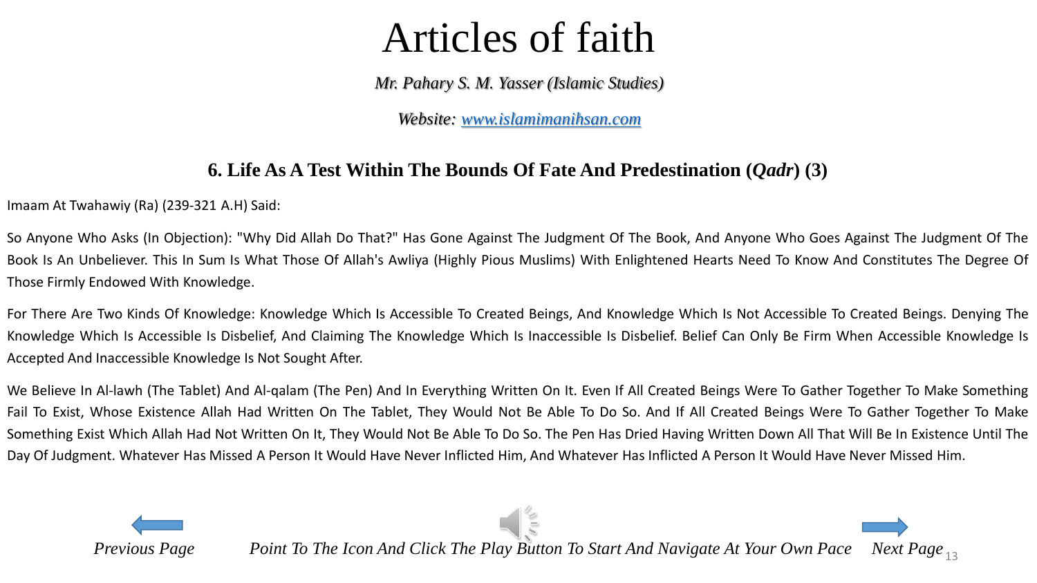# Articles of faith

*Mr. Pahary S. M. Yasser (Islamic Studies)*

*Website: [www.islamimanihsan.com](http://www.islamimanihsan.com)*

## 6. Life As A Test Within The Bounds Of Fate And Predestination (*Qadr*) (3)

Imaam At Twahawiy (Ra) (239-321 A.H) Said:

So Anyone Who Asks (In Objection): "Why Did Allah Do That?" Has Gone Against The Judgment Of The Book, And Anyone Who Goes Against The Judgment Of The Book Is An Unbeliever. This In Sum Is What Those Of Allah's Awliya (Highly Pious Muslims) With Enlightened Hearts Need To Know And Constitutes The Degree Of Those Firmly Endowed With Knowledge.

For There Are Two Kinds Of Knowledge: Knowledge Which Is Accessible To Created Beings, And Knowledge Which Is Not Accessible To Created Beings. Denying The Knowledge Which Is Accessible Is Disbelief, And Claiming The Knowledge Which Is Inaccessible Is Disbelief. Belief Can Only Be Firm When Accessible Knowledge Is Accepted And Inaccessible Knowledge Is Not Sought After.

We Believe In Al-lawh (The Tablet) And Al-qalam (The Pen) And In Everything Written On It. Even If All Created Beings Were To Gather Together To Make Something Fail To Exist, Whose Existence Allah Had Written On The Tablet, They Would Not Be Able To Do So. And If All Created Beings Were To Gather Together To Make Something Exist Which Allah Had Not Written On It, They Would Not Be Able To Do So. The Pen Has Dried Having Written Down All That Will Be In Existence Until The Day Of Judgment. Whatever Has Missed A Person It Would Have Never Inflicted Him, And Whatever Has Inflicted A Person It Would Have Never Missed Him.

*Previous Page* *Point To The Icon And Click The Play Button To Start And Navigate At Your Own Pace* *Next Page*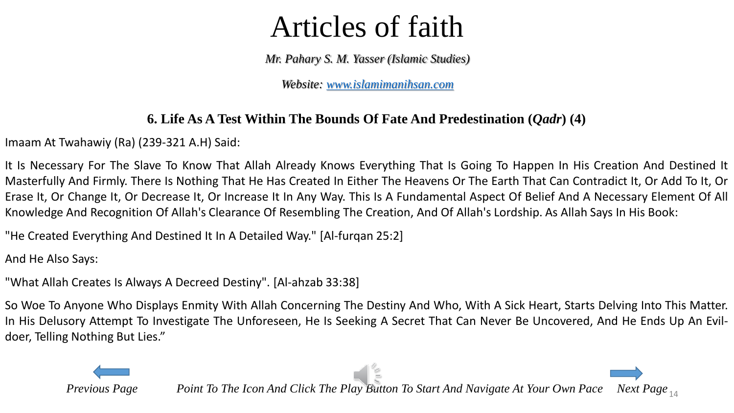# Articles of faith

*Mr. Pahary S. M. Yasser (Islamic Studies)*

*Website: [www.islamimanihsan.com](www.islamimanihsan.com)*

### 6. Life As A Test Within The Bounds Of Fate And Predestination (*Qadr*) (4)

Imaam At Twahawiy (Ra) (239-321 A.H) Said:

It Is Necessary For The Slave To Know That Allah Already Knows Everything That Is Going To Happen In His Creation And Destined It Masterfully And Firmly. There Is Nothing That He Has Created In Either The Heavens Or The Earth That Can Contradict It, Or Add To It, Or Erase It, Or Change It, Or Decrease It, Or Increase It In Any Way. This Is A Fundamental Aspect Of Belief And A Necessary Element Of All Knowledge And Recognition Of Allah's Clearance Of Resembling The Creation, And Of Allah's Lordship. As Allah Says In His Book:

"He Created Everything And Destined It In A Detailed Way." [Al-furqan 25:2]

And He Also Says:

"What Allah Creates Is Always A Decreed Destiny". [Al-ahzab 33:38]

So Woe To Anyone Who Displays Enmity With Allah Concerning The Destiny And Who, With A Sick Heart, Starts Delving Into This Matter. In His Delusory Attempt To Investigate The Unforeseen, He Is Seeking A Secret That Can Never Be Uncovered, And He Ends Up An Evil-doer, Telling Nothing But Lies."

*Previous Page* *Point To The Icon And Click The Play Button To Start And Navigate At Your Own Pace* *Next Page*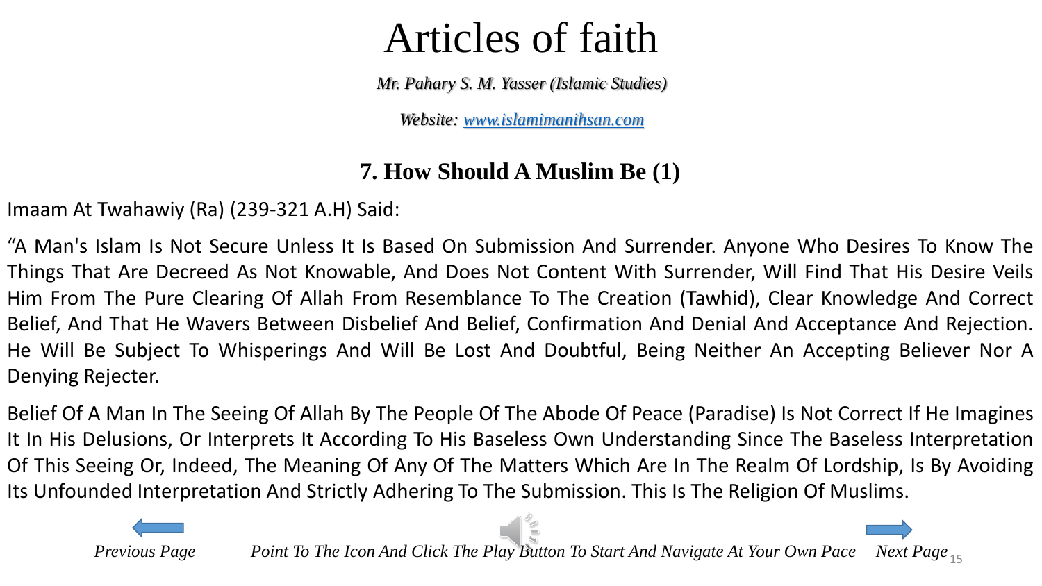# Articles of faith

*Mr. Pahary S. M. Yasser (Islamic Studies)*

*Website: www.islamimanihsan.com*

## 7. How Should A Muslim Be (1)

Imaam At Twahawiy (Ra) (239-321 A.H) Said:

"A Man's Islam Is Not Secure Unless It Is Based On Submission And Surrender. Anyone Who Desires To Know The Things That Are Decreed As Not Knowable, And Does Not Content With Surrender, Will Find That His Desire Veils Him From The Pure Clearing Of Allah From Resemblance To The Creation (Tawhid), Clear Knowledge And Correct Belief, And That He Wavers Between Disbelief And Belief, Confirmation And Denial And Acceptance And Rejection. He Will Be Subject To Whisperings And Will Be Lost And Doubtful, Being Neither An Accepting Believer Nor A Denying Rejecter.

Belief Of A Man In The Seeing Of Allah By The People Of The Abode Of Peace (Paradise) Is Not Correct If He Imagines It In His Delusions, Or Interprets It According To His Baseless Own Understanding Since The Baseless Interpretation Of This Seeing Or, Indeed, The Meaning Of Any Of The Matters Which Are In The Realm Of Lordship, Is By Avoiding Its Unfounded Interpretation And Strictly Adhering To The Submission. This Is The Religion Of Muslims.

*Previous Page* *Point To The Icon And Click The Play Button To Start And Navigate At Your Own Pace* *Next Page*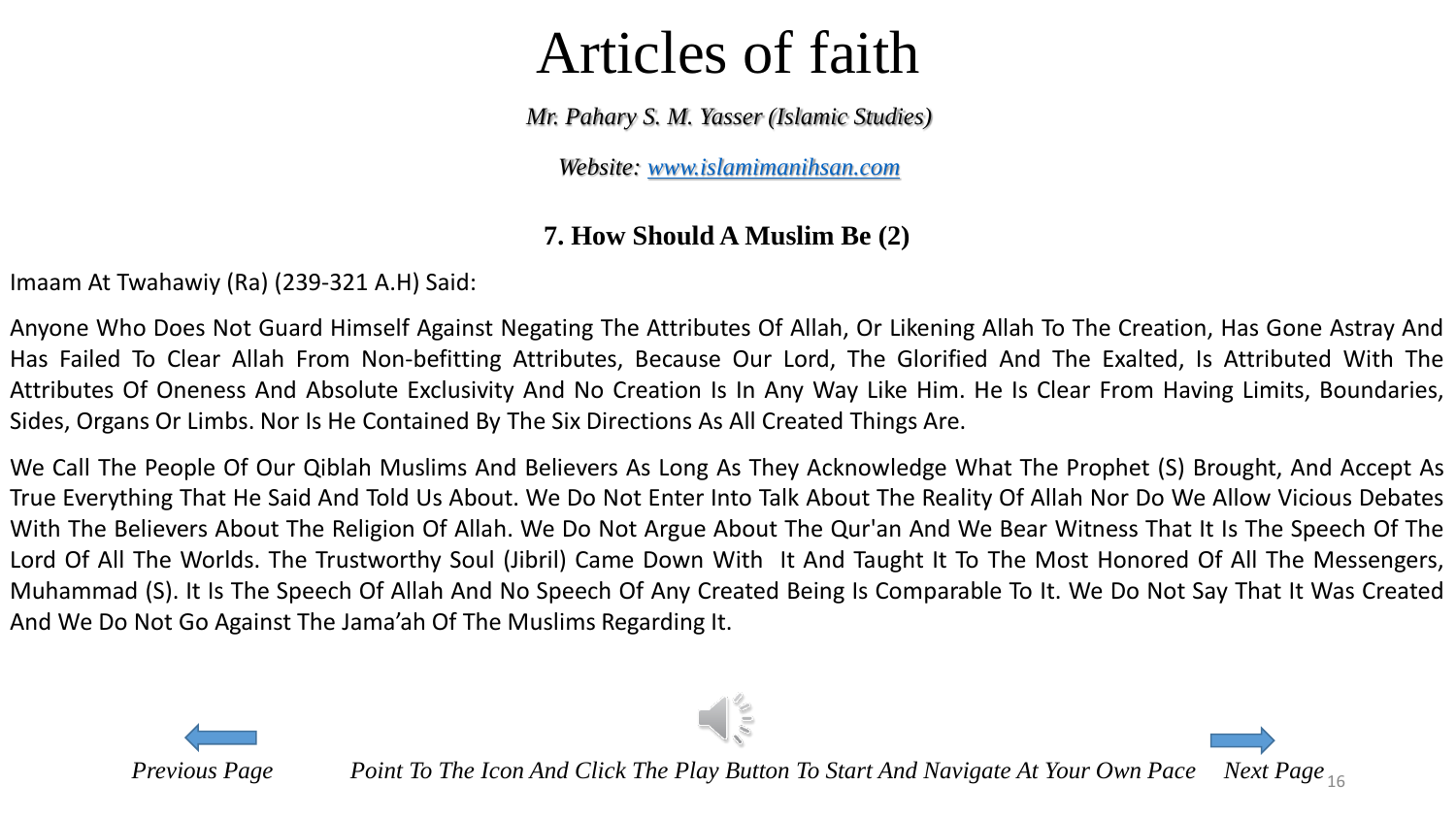# Articles of faith

*Mr. Pahary S. M. Yasser (Islamic Studies)*

*Website: [www.islamimanihsan.com](http://www.islamimanihsan.com)*

### 7. How Should A Muslim Be (2)

Imaam At Twahawiy (Ra) (239-321 A.H) Said:

Anyone Who Does Not Guard Himself Against Negating The Attributes Of Allah, Or Likening Allah To The Creation, Has Gone Astray And Has Failed To Clear Allah From Non-befitting Attributes, Because Our Lord, The Glorified And The Exalted, Is Attributed With The Attributes Of Oneness And Absolute Exclusivity And No Creation Is In Any Way Like Him. He Is Clear From Having Limits, Boundaries, Sides, Organs Or Limbs. Nor Is He Contained By The Six Directions As All Created Things Are.

We Call The People Of Our Qiblah Muslims And Believers As Long As They Acknowledge What The Prophet (S) Brought, And Accept As True Everything That He Said And Told Us About. We Do Not Enter Into Talk About The Reality Of Allah Nor Do We Allow Vicious Debates With The Believers About The Religion Of Allah. We Do Not Argue About The Qur'an And We Bear Witness That It Is The Speech Of The Lord Of All The Worlds. The Trustworthy Soul (Jibril) Came Down With It And Taught It To The Most Honored Of All The Messengers, Muhammad (S). It Is The Speech Of Allah And No Speech Of Any Created Being Is Comparable To It. We Do Not Say That It Was Created And We Do Not Go Against The Jama'ah Of The Muslims Regarding It.

*Previous Page* *Point To The Icon And Click The Play Button To Start And Navigate At Your Own Pace* *Next Page*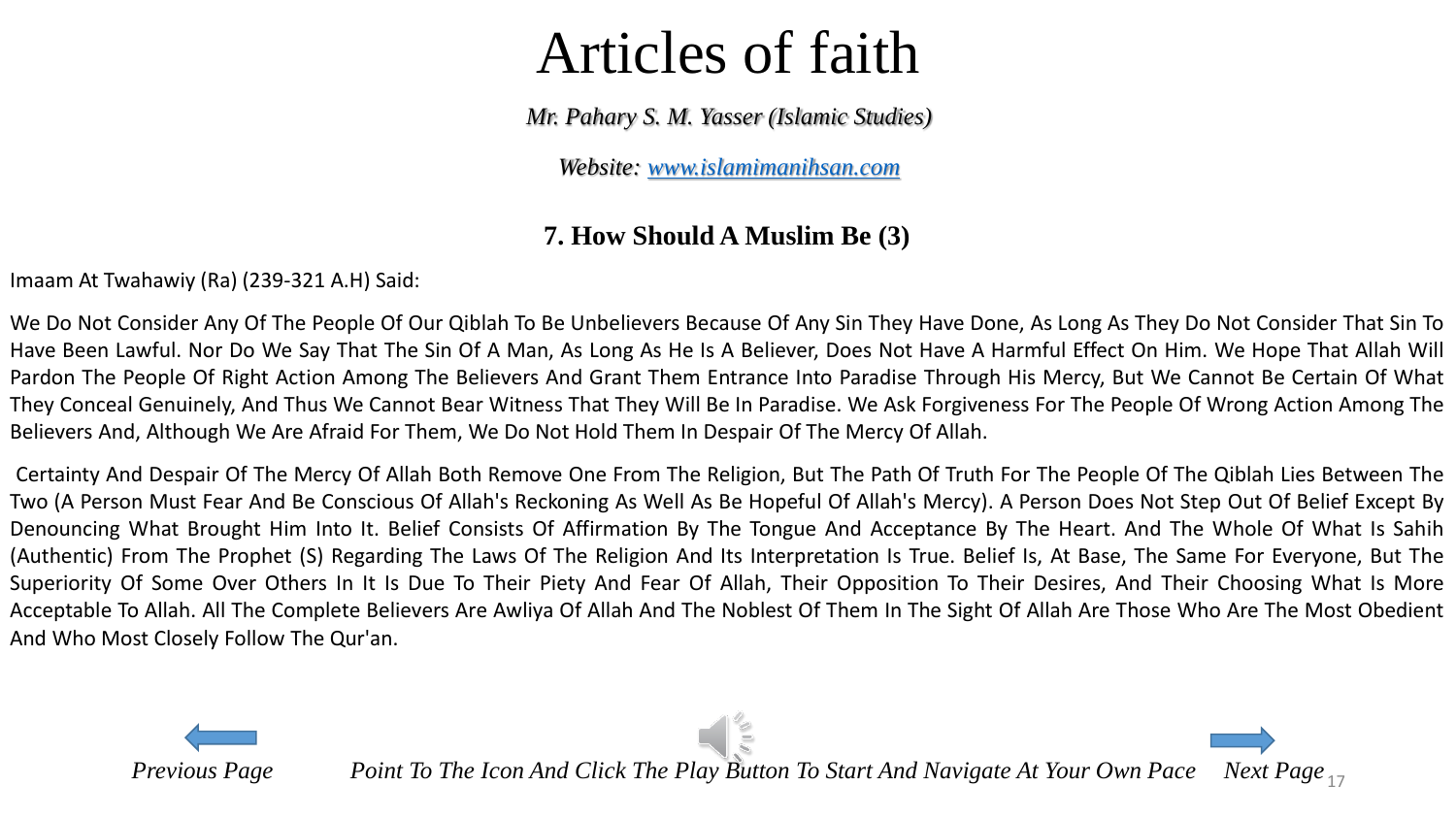# Articles of faith

*Mr. Pahary S. M. Yasser (Islamic Studies)*

*Website: www.islamimanihsan.com*

## 7. How Should A Muslim Be (3)

Imaam At Twahawiy (Ra) (239-321 A.H) Said:

We Do Not Consider Any Of The People Of Our Qiblah To Be Unbelievers Because Of Any Sin They Have Done, As Long As They Do Not Consider That Sin To Have Been Lawful. Nor Do We Say That The Sin Of A Man, As Long As He Is A Believer, Does Not Have A Harmful Effect On Him. We Hope That Allah Will Pardon The People Of Right Action Among The Believers And Grant Them Entrance Into Paradise Through His Mercy, But We Cannot Be Certain Of What They Conceal Genuinely, And Thus We Cannot Bear Witness That They Will Be In Paradise. We Ask Forgiveness For The People Of Wrong Action Among The Believers And, Although We Are Afraid For Them, We Do Not Hold Them In Despair Of The Mercy Of Allah.

Certainty And Despair Of The Mercy Of Allah Both Remove One From The Religion, But The Path Of Truth For The People Of The Qiblah Lies Between The Two (A Person Must Fear And Be Conscious Of Allah's Reckoning As Well As Be Hopeful Of Allah's Mercy). A Person Does Not Step Out Of Belief Except By Denouncing What Brought Him Into It. Belief Consists Of Affirmation By The Tongue And Acceptance By The Heart. And The Whole Of What Is Sahih (Authentic) From The Prophet (S) Regarding The Laws Of The Religion And Its Interpretation Is True. Belief Is, At Base, The Same For Everyone, But The Superiority Of Some Over Others In It Is Due To Their Piety And Fear Of Allah, Their Opposition To Their Desires, And Their Choosing What Is More Acceptable To Allah. All The Complete Believers Are Awliya Of Allah And The Noblest Of Them In The Sight Of Allah Are Those Who Are The Most Obedient And Who Most Closely Follow The Qur'an.

*Previous Page* *Point To The Icon And Click The Play Button To Start And Navigate At Your Own Pace* *Next Page*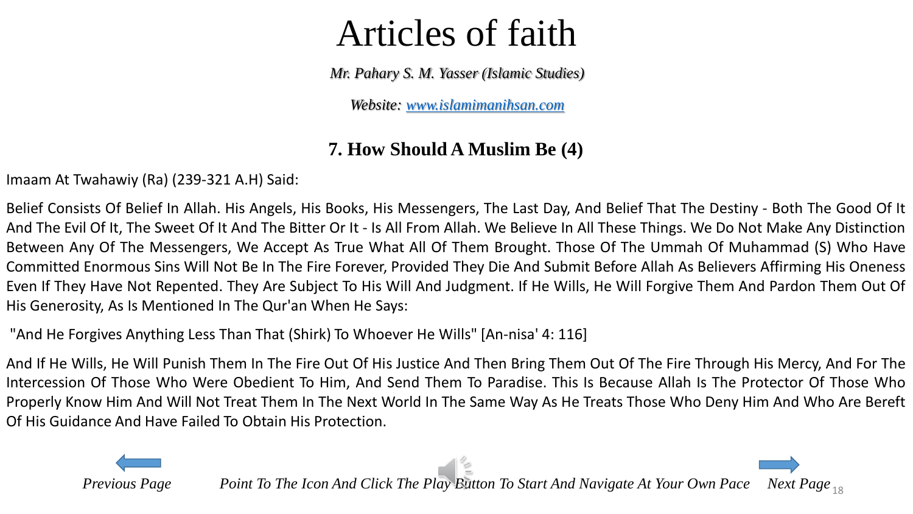# Articles of faith

*Mr. Pahary S. M. Yasser (Islamic Studies)*

*Website: [www.islamimanihsan.com](http://www.islamimanihsan.com)*

## 7. How Should A Muslim Be (4)

Imaam At Twahawiy (Ra) (239-321 A.H) Said:

Belief Consists Of Belief In Allah. His Angels, His Books, His Messengers, The Last Day, And Belief That The Destiny - Both The Good Of It And The Evil Of It, The Sweet Of It And The Bitter Or It - Is All From Allah. We Believe In All These Things. We Do Not Make Any Distinction Between Any Of The Messengers, We Accept As True What All Of Them Brought. Those Of The Ummah Of Muhammad (S) Who Have Committed Enormous Sins Will Not Be In The Fire Forever, Provided They Die And Submit Before Allah As Believers Affirming His Oneness Even If They Have Not Repented. They Are Subject To His Will And Judgment. If He Wills, He Will Forgive Them And Pardon Them Out Of His Generosity, As Is Mentioned In The Qur'an When He Says:

"And He Forgives Anything Less Than That (Shirk) To Whoever He Wills" [An-nisa' 4: 116]

And If He Wills, He Will Punish Them In The Fire Out Of His Justice And Then Bring Them Out Of The Fire Through His Mercy, And For The Intercession Of Those Who Were Obedient To Him, And Send Them To Paradise. This Is Because Allah Is The Protector Of Those Who Properly Know Him And Will Not Treat Them In The Next World In The Same Way As He Treats Those Who Deny Him And Who Are Bereft Of His Guidance And Have Failed To Obtain His Protection.

*Previous Page* *Point To The Icon And Click The Play Button To Start And Navigate At Your Own Pace* *Next Page*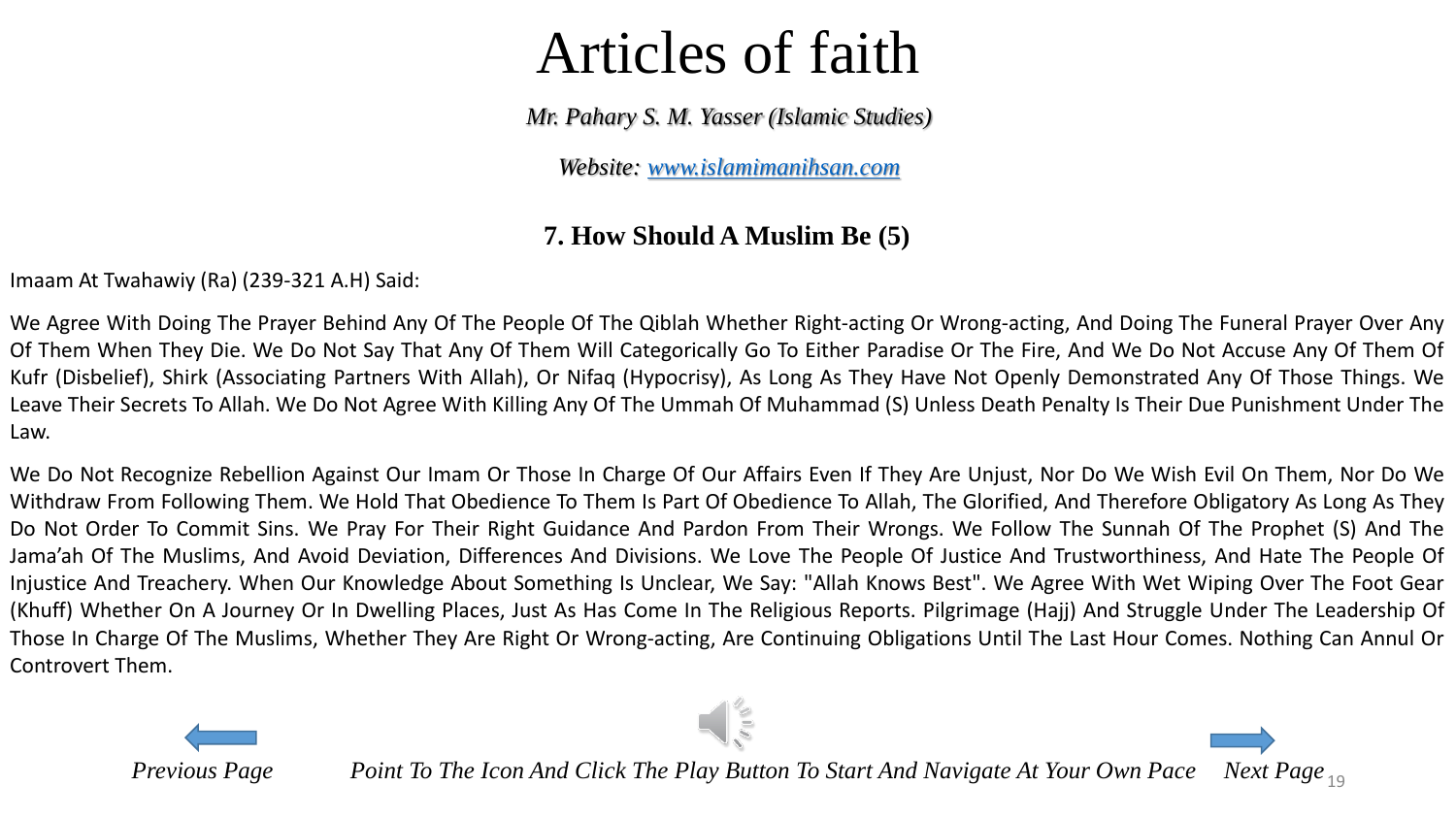# Articles of faith

*Mr. Pahary S. M. Yasser (Islamic Studies)*

*Website: [www.islamimanihsan.com](www.islamimanihsan.com)*

## 7. How Should A Muslim Be (5)

Imaam At Twahawiy (Ra) (239-321 A.H) Said:

We Agree With Doing The Prayer Behind Any Of The People Of The Qiblah Whether Right-acting Or Wrong-acting, And Doing The Funeral Prayer Over Any Of Them When They Die. We Do Not Say That Any Of Them Will Categorically Go To Either Paradise Or The Fire, And We Do Not Accuse Any Of Them Of Kufr (Disbelief), Shirk (Associating Partners With Allah), Or Nifaq (Hypocrisy), As Long As They Have Not Openly Demonstrated Any Of Those Things. We Leave Their Secrets To Allah. We Do Not Agree With Killing Any Of The Ummah Of Muhammad (S) Unless Death Penalty Is Their Due Punishment Under The Law.

We Do Not Recognize Rebellion Against Our Imam Or Those In Charge Of Our Affairs Even If They Are Unjust, Nor Do We Wish Evil On Them, Nor Do We Withdraw From Following Them. We Hold That Obedience To Them Is Part Of Obedience To Allah, The Glorified, And Therefore Obligatory As Long As They Do Not Order To Commit Sins. We Pray For Their Right Guidance And Pardon From Their Wrongs. We Follow The Sunnah Of The Prophet (S) And The Jama'ah Of The Muslims, And Avoid Deviation, Differences And Divisions. We Love The People Of Justice And Trustworthiness, And Hate The People Of Injustice And Treachery. When Our Knowledge About Something Is Unclear, We Say: "Allah Knows Best". We Agree With Wet Wiping Over The Foot Gear (Khuff) Whether On A Journey Or In Dwelling Places, Just As Has Come In The Religious Reports. Pilgrimage (Hajj) And Struggle Under The Leadership Of Those In Charge Of The Muslims, Whether They Are Right Or Wrong-acting, Are Continuing Obligations Until The Last Hour Comes. Nothing Can Annul Or Controvert Them.

*Previous Page* *Point To The Icon And Click The Play Button To Start And Navigate At Your Own Pace* *Next Page*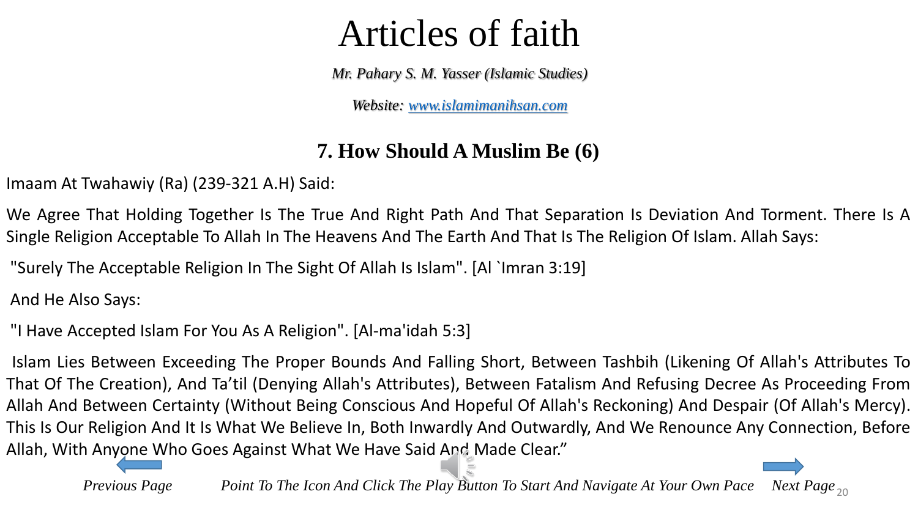# Articles of faith

*Mr. Pahary S. M. Yasser (Islamic Studies)*

*Website: www.islamimanihsan.com*

## 7. How Should A Muslim Be (6)

Imaam At Twahawiy (Ra) (239-321 A.H) Said:

We Agree That Holding Together Is The True And Right Path And That Separation Is Deviation And Torment. There Is A Single Religion Acceptable To Allah In The Heavens And The Earth And That Is The Religion Of Islam. Allah Says:

"Surely The Acceptable Religion In The Sight Of Allah Is Islam". [Al `Imran 3:19]

And He Also Says:

"I Have Accepted Islam For You As A Religion". [Al-ma'idah 5:3]

Islam Lies Between Exceeding The Proper Bounds And Falling Short, Between Tashbih (Likening Of Allah's Attributes To That Of The Creation), And Ta'til (Denying Allah's Attributes), Between Fatalism And Refusing Decree As Proceeding From Allah And Between Certainty (Without Being Conscious And Hopeful Of Allah's Reckoning) And Despair (Of Allah's Mercy). This Is Our Religion And It Is What We Believe In, Both Inwardly And Outwardly, And We Renounce Any Connection, Before Allah, With Anyone Who Goes Against What We Have Said And Made Clear."

*Previous Page* *Point To The Icon And Click The Play Button To Start And Navigate At Your Own Pace* *Next Page*